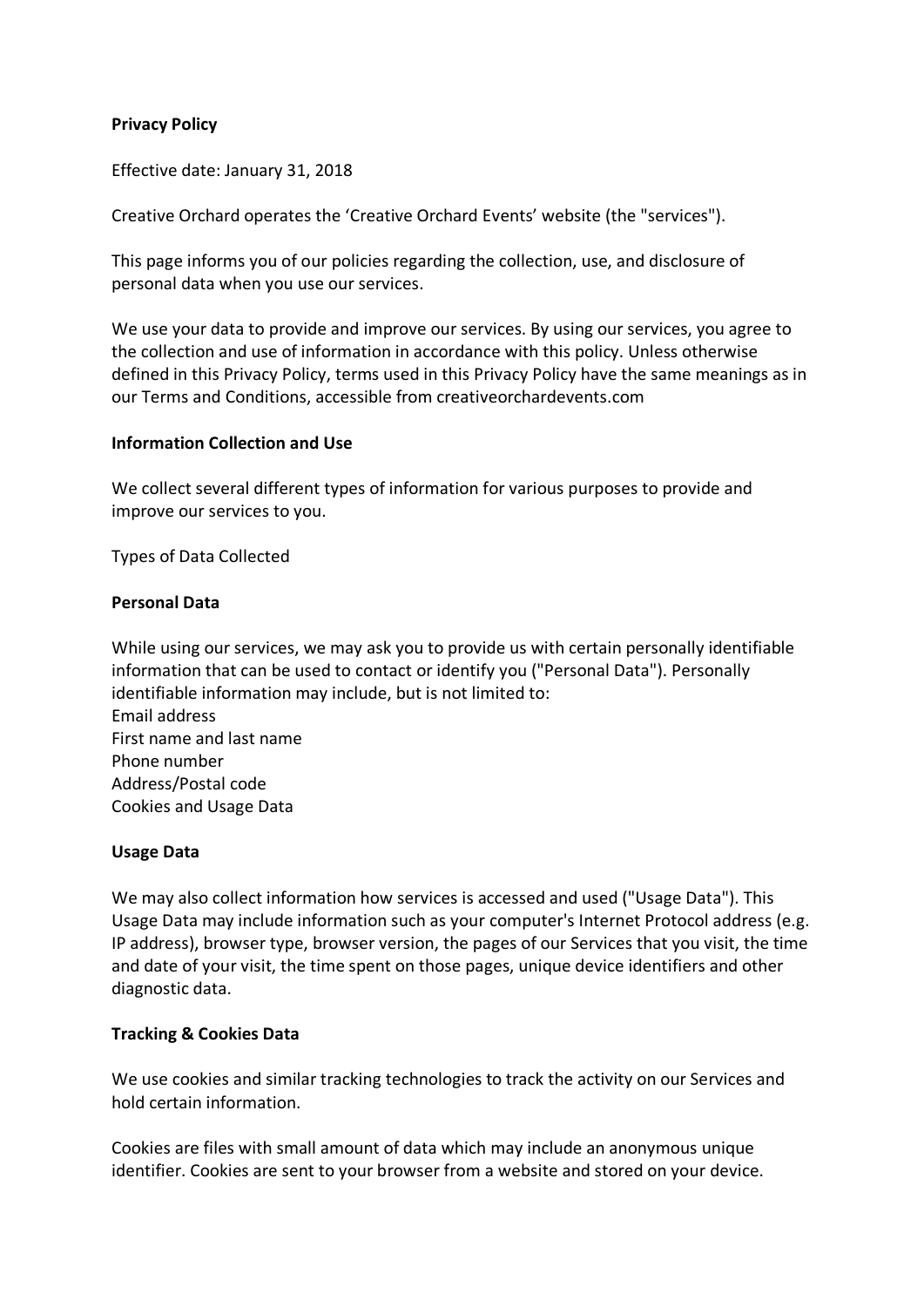# Privacy Policy

Effective date: January 31, 2018

Creative Orchard operates the 'Creative Orchard Events' website (the "services").

This page informs you of our policies regarding the collection, use, and disclosure of personal data when you use our services.

We use your data to provide and improve our services. By using our services, you agree to the collection and use of information in accordance with this policy. Unless otherwise defined in this Privacy Policy, terms used in this Privacy Policy have the same meanings as in our Terms and Conditions, accessible from creativeorchardevents.com

## Information Collection and Use

We collect several different types of information for various purposes to provide and improve our services to you.

Types of Data Collected

### Personal Data

While using our services, we may ask you to provide us with certain personally identifiable information that can be used to contact or identify you ("Personal Data"). Personally identifiable information may include, but is not limited to:
Email address
First name and last name
Phone number
Address/Postal code
Cookies and Usage Data

### Usage Data

We may also collect information how services is accessed and used ("Usage Data"). This Usage Data may include information such as your computer's Internet Protocol address (e.g. IP address), browser type, browser version, the pages of our Services that you visit, the time and date of your visit, the time spent on those pages, unique device identifiers and other diagnostic data.

### Tracking & Cookies Data

We use cookies and similar tracking technologies to track the activity on our Services and hold certain information.

Cookies are files with small amount of data which may include an anonymous unique identifier. Cookies are sent to your browser from a website and stored on your device.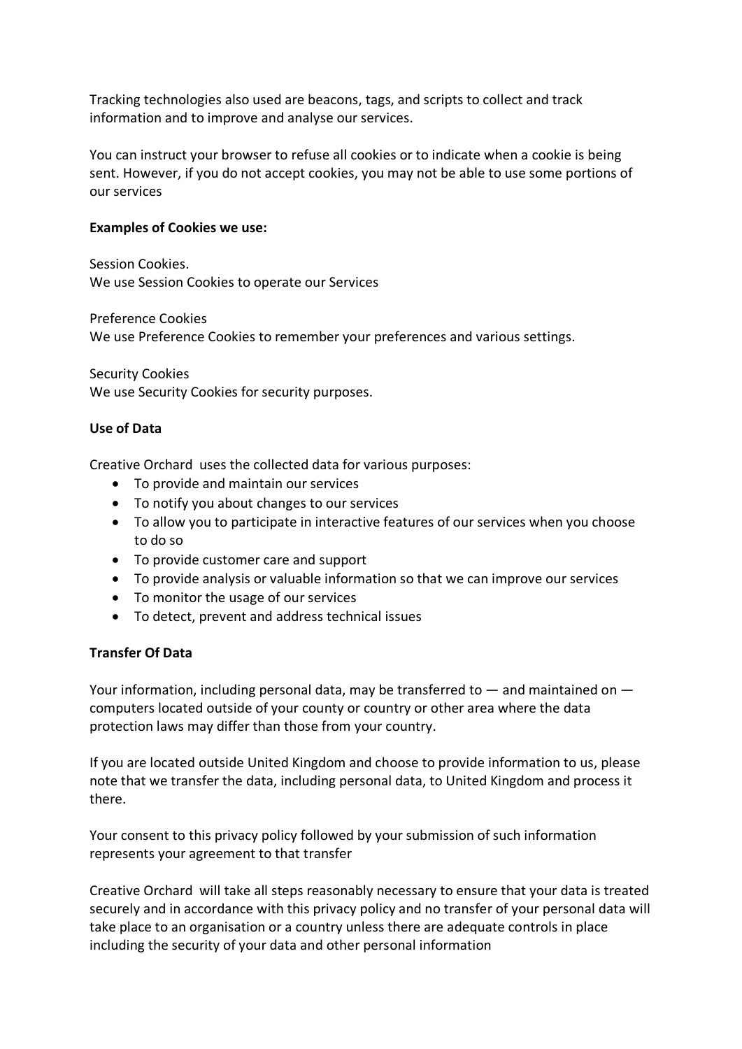Tracking technologies also used are beacons, tags, and scripts to collect and track information and to improve and analyse our services.

You can instruct your browser to refuse all cookies or to indicate when a cookie is being sent. However, if you do not accept cookies, you may not be able to use some portions of our services

**Examples of Cookies we use:**

Session Cookies.
We use Session Cookies to operate our Services

Preference Cookies
We use Preference Cookies to remember your preferences and various settings.

Security Cookies
We use Security Cookies for security purposes.

**Use of Data**

Creative Orchard uses the collected data for various purposes:

- To provide and maintain our services
- To notify you about changes to our services
- To allow you to participate in interactive features of our services when you choose to do so
- To provide customer care and support
- To provide analysis or valuable information so that we can improve our services
- To monitor the usage of our services
- To detect, prevent and address technical issues

**Transfer Of Data**

Your information, including personal data, may be transferred to — and maintained on — computers located outside of your county or country or other area where the data protection laws may differ than those from your country.

If you are located outside United Kingdom and choose to provide information to us, please note that we transfer the data, including personal data, to United Kingdom and process it there.

Your consent to this privacy policy followed by your submission of such information represents your agreement to that transfer

Creative Orchard will take all steps reasonably necessary to ensure that your data is treated securely and in accordance with this privacy policy and no transfer of your personal data will take place to an organisation or a country unless there are adequate controls in place including the security of your data and other personal information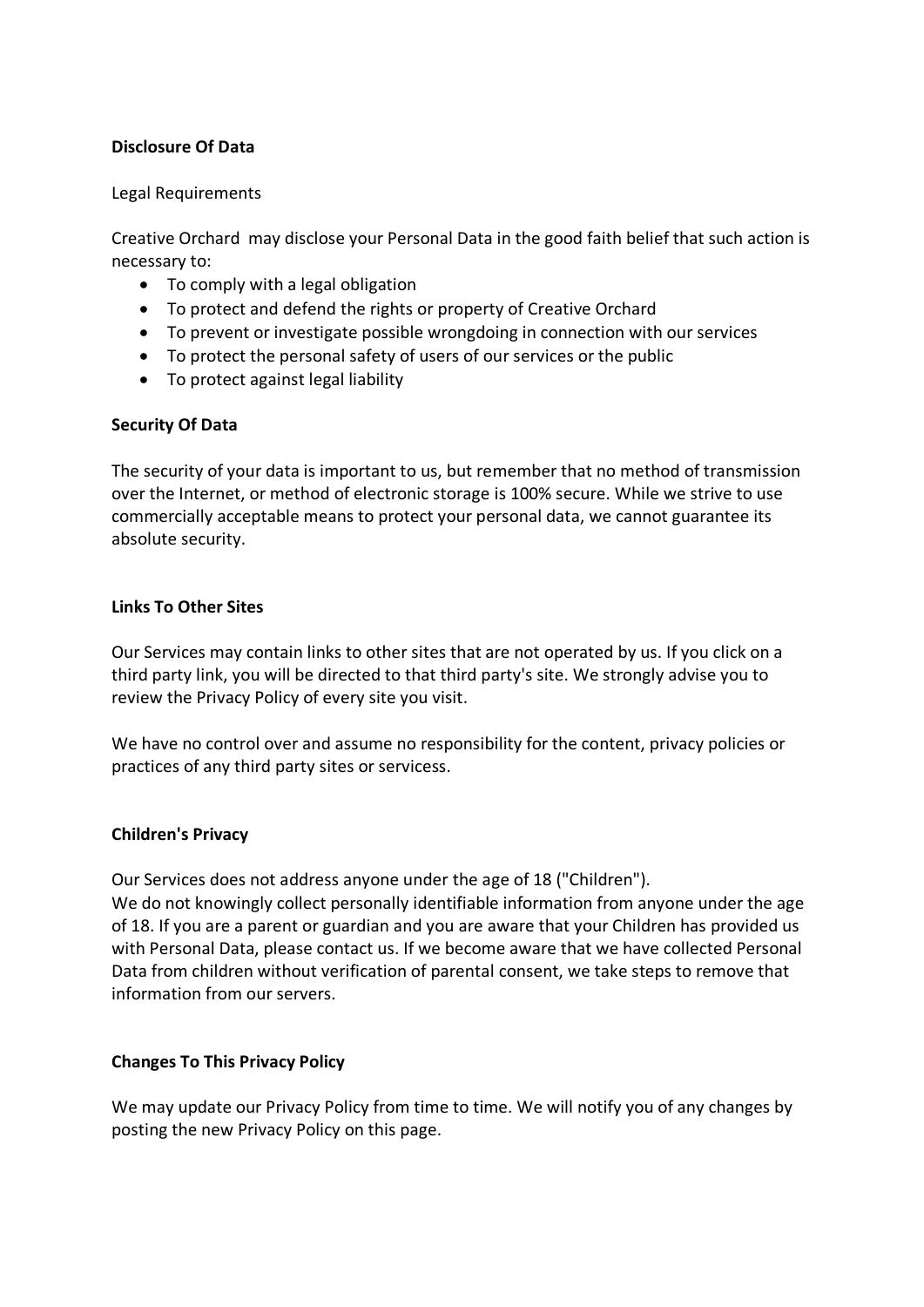**Disclosure Of Data**

Legal Requirements

Creative Orchard  may disclose your Personal Data in the good faith belief that such action is necessary to:

- To comply with a legal obligation
- To protect and defend the rights or property of Creative Orchard
- To prevent or investigate possible wrongdoing in connection with our services
- To protect the personal safety of users of our services or the public
- To protect against legal liability

**Security Of Data**

The security of your data is important to us, but remember that no method of transmission over the Internet, or method of electronic storage is 100% secure. While we strive to use commercially acceptable means to protect your personal data, we cannot guarantee its absolute security.

**Links To Other Sites**

Our Services may contain links to other sites that are not operated by us. If you click on a third party link, you will be directed to that third party's site. We strongly advise you to review the Privacy Policy of every site you visit.

We have no control over and assume no responsibility for the content, privacy policies or practices of any third party sites or servicess.

**Children's Privacy**

Our Services does not address anyone under the age of 18 ("Children").
We do not knowingly collect personally identifiable information from anyone under the age of 18. If you are a parent or guardian and you are aware that your Children has provided us with Personal Data, please contact us. If we become aware that we have collected Personal Data from children without verification of parental consent, we take steps to remove that information from our servers.

**Changes To This Privacy Policy**

We may update our Privacy Policy from time to time. We will notify you of any changes by posting the new Privacy Policy on this page.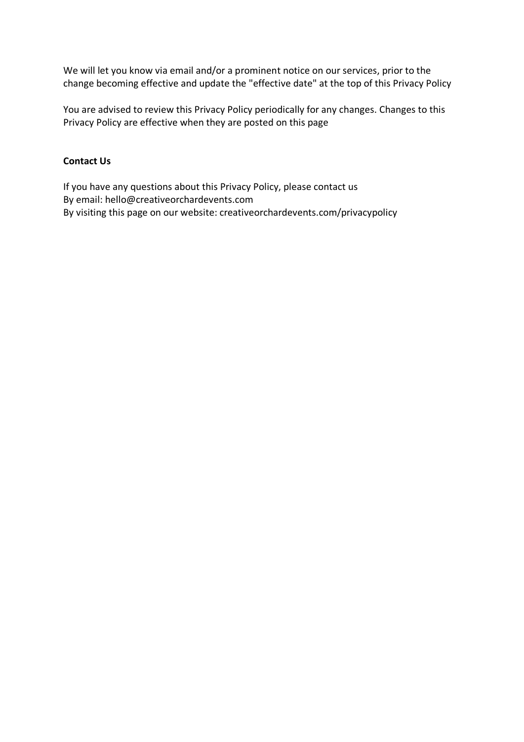We will let you know via email and/or a prominent notice on our services, prior to the change becoming effective and update the "effective date" at the top of this Privacy Policy

You are advised to review this Privacy Policy periodically for any changes. Changes to this Privacy Policy are effective when they are posted on this page

**Contact Us**

If you have any questions about this Privacy Policy, please contact us
By email: hello@creativeorchardevents.com
By visiting this page on our website: creativeorchardevents.com/privacypolicy